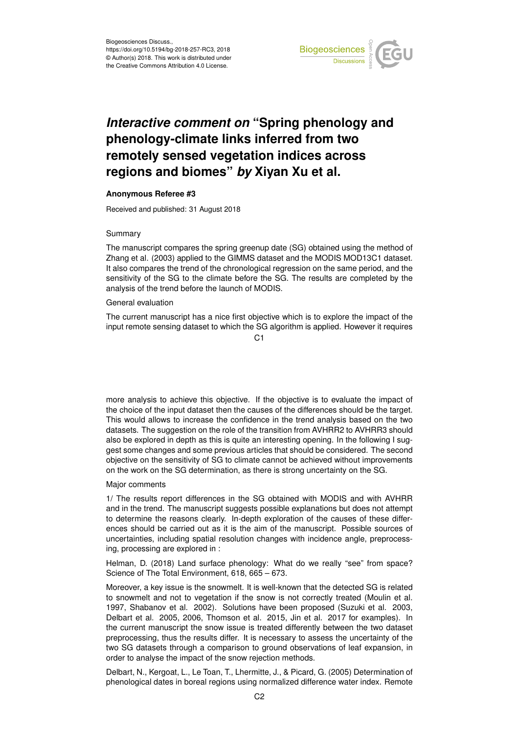Biogeosciences Discuss.,
https://doi.org/10.5194/bg-2018-257-RC3, 2018
© Author(s) 2018. This work is distributed under
the Creative Commons Attribution 4.0 License.

# *Interactive comment on* "Spring phenology and phenology-climate links inferred from two remotely sensed vegetation indices across regions and biomes" *by* Xiyan Xu et al.

**Anonymous Referee #3**

Received and published: 31 August 2018

Summary

The manuscript compares the spring greenup date (SG) obtained using the method of Zhang et al. (2003) applied to the GIMMS dataset and the MODIS MOD13C1 dataset. It also compares the trend of the chronological regression on the same period, and the sensitivity of the SG to the climate before the SG. The results are completed by the analysis of the trend before the launch of MODIS.

General evaluation

The current manuscript has a nice first objective which is to explore the impact of the input remote sensing dataset to which the SG algorithm is applied. However it requires more analysis to achieve this objective. If the objective is to evaluate the impact of the choice of the input dataset then the causes of the differences should be the target. This would allows to increase the confidence in the trend analysis based on the two datasets. The suggestion on the role of the transition from AVHRR2 to AVHRR3 should also be explored in depth as this is quite an interesting opening. In the following I suggest some changes and some previous articles that should be considered. The second objective on the sensitivity of SG to climate cannot be achieved without improvements on the work on the SG determination, as there is strong uncertainty on the SG.

Major comments

1/ The results report differences in the SG obtained with MODIS and with AVHRR and in the trend. The manuscript suggests possible explanations but does not attempt to determine the reasons clearly. In-depth exploration of the causes of these differences should be carried out as it is the aim of the manuscript. Possible sources of uncertainties, including spatial resolution changes with incidence angle, preprocessing, processing are explored in :

Helman, D. (2018) Land surface phenology: What do we really "see" from space? Science of The Total Environment, 618, 665 – 673.

Moreover, a key issue is the snowmelt. It is well-known that the detected SG is related to snowmelt and not to vegetation if the snow is not correctly treated (Moulin et al. 1997, Shabanov et al. 2002). Solutions have been proposed (Suzuki et al. 2003, Delbart et al. 2005, 2006, Thomson et al. 2015, Jin et al. 2017 for examples). In the current manuscript the snow issue is treated differently between the two dataset preprocessing, thus the results differ. It is necessary to assess the uncertainty of the two SG datasets through a comparison to ground observations of leaf expansion, in order to analyse the impact of the snow rejection methods.

Delbart, N., Kergoat, L., Le Toan, T., Lhermitte, J., & Picard, G. (2005) Determination of phenological dates in boreal regions using normalized difference water index. Remote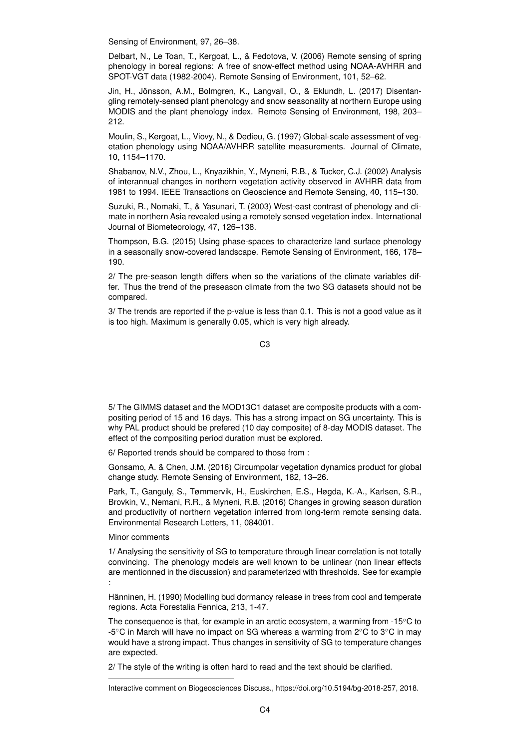Sensing of Environment, 97, 26–38.

Delbart, N., Le Toan, T., Kergoat, L., & Fedotova, V. (2006) Remote sensing of spring phenology in boreal regions: A free of snow-effect method using NOAA-AVHRR and SPOT-VGT data (1982-2004). Remote Sensing of Environment, 101, 52–62.

Jin, H., Jönsson, A.M., Bolmgren, K., Langvall, O., & Eklundh, L. (2017) Disentangling remotely-sensed plant phenology and snow seasonality at northern Europe using MODIS and the plant phenology index. Remote Sensing of Environment, 198, 203–212.

Moulin, S., Kergoat, L., Viovy, N., & Dedieu, G. (1997) Global-scale assessment of vegetation phenology using NOAA/AVHRR satellite measurements. Journal of Climate, 10, 1154–1170.

Shabanov, N.V., Zhou, L., Knyazikhin, Y., Myneni, R.B., & Tucker, C.J. (2002) Analysis of interannual changes in northern vegetation activity observed in AVHRR data from 1981 to 1994. IEEE Transactions on Geoscience and Remote Sensing, 40, 115–130.

Suzuki, R., Nomaki, T., & Yasunari, T. (2003) West-east contrast of phenology and climate in northern Asia revealed using a remotely sensed vegetation index. International Journal of Biometeorology, 47, 126–138.

Thompson, B.G. (2015) Using phase-spaces to characterize land surface phenology in a seasonally snow-covered landscape. Remote Sensing of Environment, 166, 178–190.

2/ The pre-season length differs when so the variations of the climate variables differ. Thus the trend of the preseason climate from the two SG datasets should not be compared.

3/ The trends are reported if the p-value is less than 0.1. This is not a good value as it is too high. Maximum is generally 0.05, which is very high already.

5/ The GIMMS dataset and the MOD13C1 dataset are composite products with a compositing period of 15 and 16 days. This has a strong impact on SG uncertainty. This is why PAL product should be prefered (10 day composite) of 8-day MODIS dataset. The effect of the compositing period duration must be explored.

6/ Reported trends should be compared to those from :

Gonsamo, A. & Chen, J.M. (2016) Circumpolar vegetation dynamics product for global change study. Remote Sensing of Environment, 182, 13–26.

Park, T., Ganguly, S., Tømmervik, H., Euskirchen, E.S., Høgda, K.-A., Karlsen, S.R., Brovkin, V., Nemani, R.R., & Myneni, R.B. (2016) Changes in growing season duration and productivity of northern vegetation inferred from long-term remote sensing data. Environmental Research Letters, 11, 084001.

Minor comments

1/ Analysing the sensitivity of SG to temperature through linear correlation is not totally convincing. The phenology models are well known to be unlinear (non linear effects are mentionned in the discussion) and parameterized with thresholds. See for example :

Hänninen, H. (1990) Modelling bud dormancy release in trees from cool and temperate regions. Acta Forestalia Fennica, 213, 1-47.

The consequence is that, for example in an arctic ecosystem, a warming from -15°C to -5°C in March will have no impact on SG whereas a warming from 2°C to 3°C in may would have a strong impact. Thus changes in sensitivity of SG to temperature changes are expected.

2/ The style of the writing is often hard to read and the text should be clarified.

---

Interactive comment on Biogeosciences Discuss., https://doi.org/10.5194/bg-2018-257, 2018.